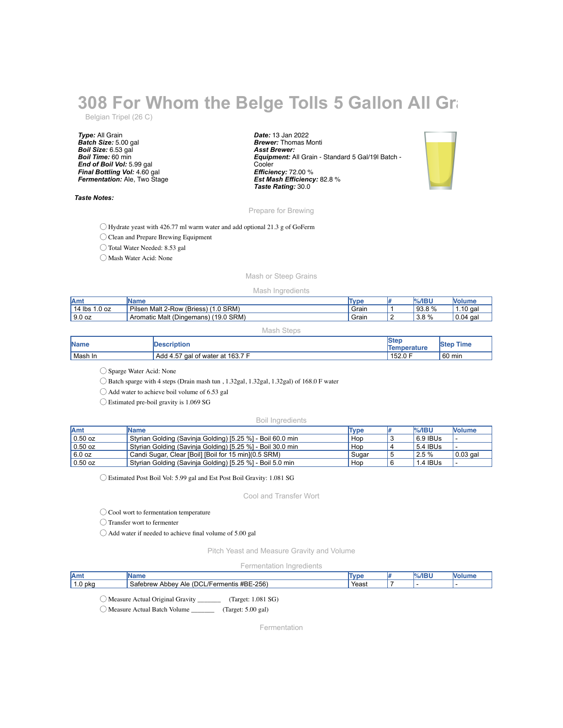# 308 For Whom the Belge Tolls 5 Gallon All Gr

Belgian Tripel (26 C)

***Type:*** All Grain
***Batch Size:*** 5.00 gal
***Boil Size:*** 6.53 gal
***Boil Time:*** 60 min
***End of Boil Vol:*** 5.99 gal
***Final Bottling Vol:*** 4.60 gal
***Fermentation:*** Ale, Two Stage

***Date:*** 13 Jan 2022
***Brewer:*** Thomas Monti
***Asst Brewer:***
***Equipment:*** All Grain - Standard 5 Gal/19l Batch - Cooler
***Efficiency:*** 72.00 %
***Est Mash Efficiency:*** 82.8 %
***Taste Rating:*** 30.0

***Taste Notes:***

## Prepare for Brewing

- ◯ Hydrate yeast with 426.77 ml warm water and add optional 21.3 g of GoFerm
- ◯ Clean and Prepare Brewing Equipment
- ◯ Total Water Needed: 8.53 gal
- ◯ Mash Water Acid: None

## Mash or Steep Grains

### Mash Ingredients

| Amt | Name | Type | # | %/IBU | Volume |
|---|---|---|---|---|---|
| 14 lbs 1.0 oz | Pilsen Malt 2-Row (Briess) (1.0 SRM) | Grain | 1 | 93.8 % | 1.10 gal |
| 9.0 oz | Aromatic Malt (Dingemans) (19.0 SRM) | Grain | 2 | 3.8 % | 0.04 gal |

### Mash Steps

| Name | Description | Step Temperature | Step Time |
|---|---|---|---|
| Mash In | Add 4.57 gal of water at 163.7 F | 152.0 F | 60 min |

- ◯ Sparge Water Acid: None
- ◯ Batch sparge with 4 steps (Drain mash tun , 1.32gal, 1.32gal, 1.32gal) of 168.0 F water
- ◯ Add water to achieve boil volume of 6.53 gal
- ◯ Estimated pre-boil gravity is 1.069 SG

### Boil Ingredients

| Amt | Name | Type | # | %/IBU | Volume |
|---|---|---|---|---|---|
| 0.50 oz | Styrian Golding (Savinja Golding) [5.25 %] - Boil 60.0 min | Hop | 3 | 6.9 IBUs | - |
| 0.50 oz | Styrian Golding (Savinja Golding) [5.25 %] - Boil 30.0 min | Hop | 4 | 5.4 IBUs | - |
| 6.0 oz | Candi Sugar, Clear [Boil] [Boil for 15 min](0.5 SRM) | Sugar | 5 | 2.5 % | 0.03 gal |
| 0.50 oz | Styrian Golding (Savinja Golding) [5.25 %] - Boil 5.0 min | Hop | 6 | 1.4 IBUs | - |

- ◯ Estimated Post Boil Vol: 5.99 gal and Est Post Boil Gravity: 1.081 SG

## Cool and Transfer Wort

- ◯ Cool wort to fermentation temperature
- ◯ Transfer wort to fermenter
- ◯ Add water if needed to achieve final volume of 5.00 gal

## Pitch Yeast and Measure Gravity and Volume

### Fermentation Ingredients

| Amt | Name | Type | # | %/IBU | Volume |
|---|---|---|---|---|---|
| 1.0 pkg | Safebrew Abbey Ale (DCL/Fermentis #BE-256) | Yeast | 7 | - | - |

- ◯ Measure Actual Original Gravity _______ (Target: 1.081 SG)
- ◯ Measure Actual Batch Volume _______ (Target: 5.00 gal)

## Fermentation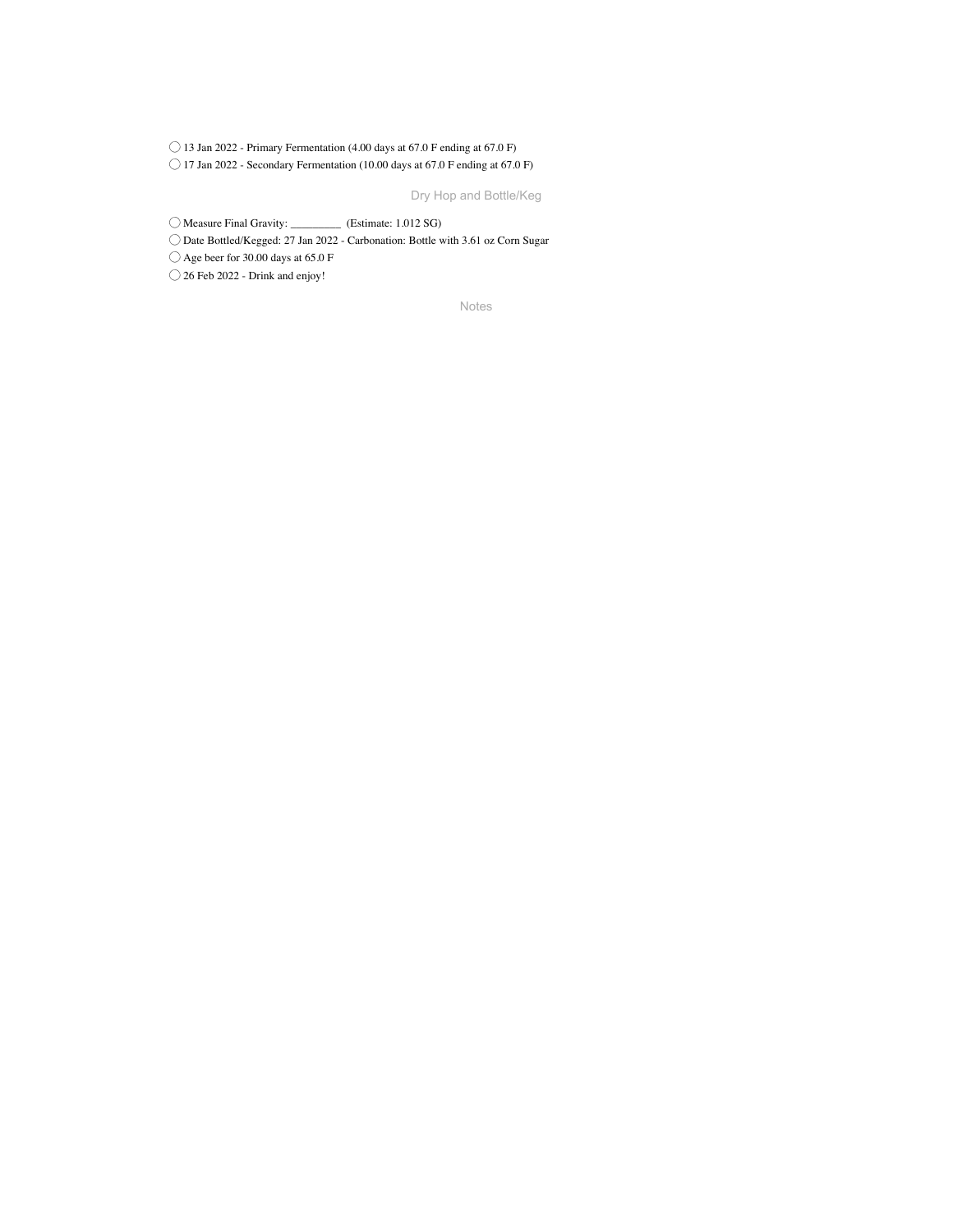◯ 13 Jan 2022 - Primary Fermentation (4.00 days at 67.0 F ending at 67.0 F)
◯ 17 Jan 2022 - Secondary Fermentation (10.00 days at 67.0 F ending at 67.0 F)

### Dry Hop and Bottle/Keg

◯ Measure Final Gravity: _________ (Estimate: 1.012 SG)
◯ Date Bottled/Kegged: 27 Jan 2022 - Carbonation: Bottle with 3.61 oz Corn Sugar
◯ Age beer for 30.00 days at 65.0 F
◯ 26 Feb 2022 - Drink and enjoy!

### Notes